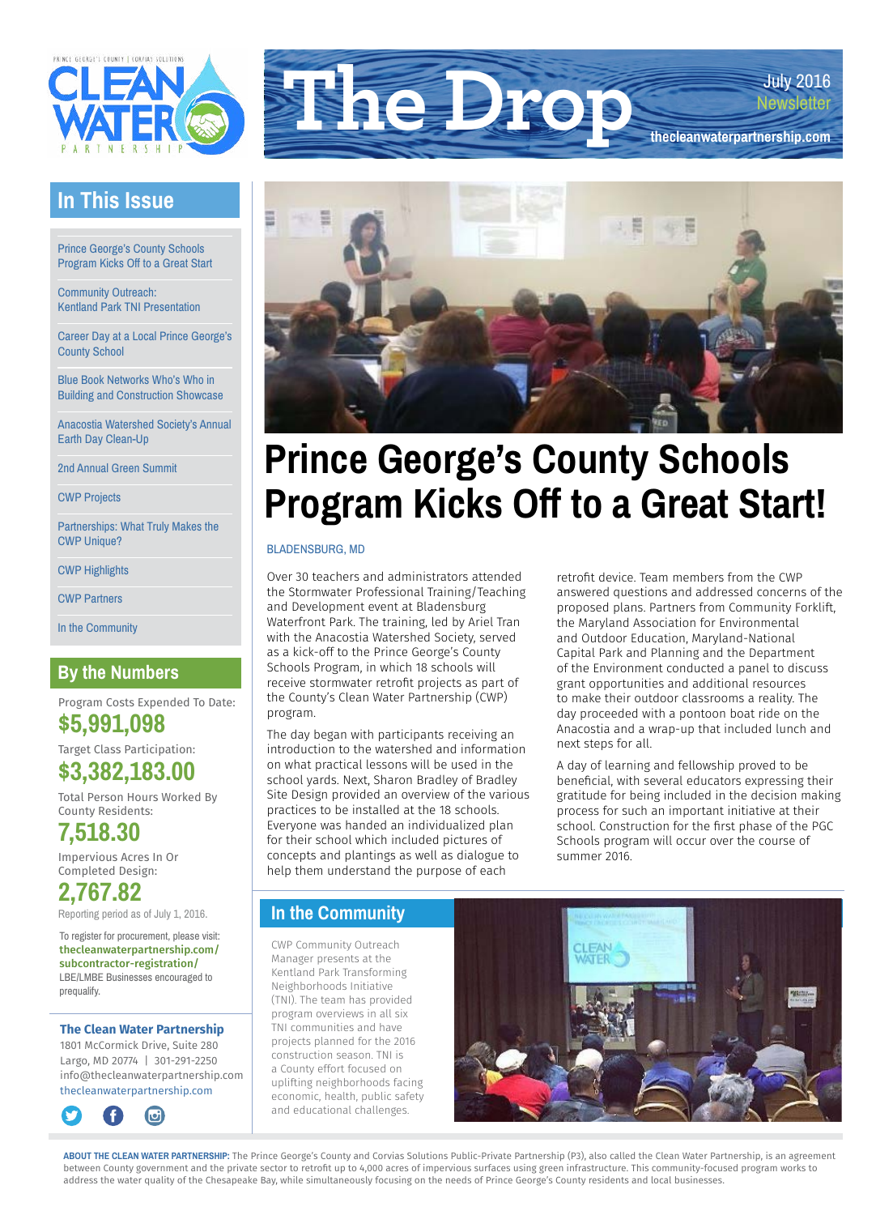# The Drop

July 2016
Newsletter

thecleanwaterpartnership.com

## In This Issue

- Prince George's County Schools Program Kicks Off to a Great Start
- Community Outreach: Kentland Park TNI Presentation
- Career Day at a Local Prince George's County School
- Blue Book Networks Who's Who in Building and Construction Showcase
- Anacostia Watershed Society's Annual Earth Day Clean-Up
- 2nd Annual Green Summit
- CWP Projects
- Partnerships: What Truly Makes the CWP Unique?
- CWP Highlights
- CWP Partners
- In the Community

## By the Numbers

Program Costs Expended To Date:
**$5,991,098**

Target Class Participation:
**$3,382,183.00**

Total Person Hours Worked By County Residents:
**7,518.30**

Impervious Acres In Or Completed Design:
**2,767.82**

Reporting period as of July 1, 2016.

To register for procurement, please visit: **thecleanwaterpartnership.com/subcontractor-registration/**
LBE/LMBE Businesses encouraged to prequalify.

**The Clean Water Partnership**
1801 McCormick Drive, Suite 280
Largo, MD 20774 | 301-291-2250
info@thecleanwaterpartnership.com
thecleanwaterpartnership.com

# Prince George's County Schools Program Kicks Off to a Great Start!

BLADENSBURG, MD

Over 30 teachers and administrators attended the Stormwater Professional Training/Teaching and Development event at Bladensburg Waterfront Park. The training, led by Ariel Tran with the Anacostia Watershed Society, served as a kick-off to the Prince George's County Schools Program, in which 18 schools will receive stormwater retrofit projects as part of the County's Clean Water Partnership (CWP) program.

The day began with participants receiving an introduction to the watershed and information on what practical lessons will be used in the school yards. Next, Sharon Bradley of Bradley Site Design provided an overview of the various practices to be installed at the 18 schools. Everyone was handed an individualized plan for their school which included pictures of concepts and plantings as well as dialogue to help them understand the purpose of each retrofit device. Team members from the CWP answered questions and addressed concerns of the proposed plans. Partners from Community Forklift, the Maryland Association for Environmental and Outdoor Education, Maryland-National Capital Park and Planning and the Department of the Environment conducted a panel to discuss grant opportunities and additional resources to make their outdoor classrooms a reality. The day proceeded with a pontoon boat ride on the Anacostia and a wrap-up that included lunch and next steps for all.

A day of learning and fellowship proved to be beneficial, with several educators expressing their gratitude for being included in the decision making process for such an important initiative at their school. Construction for the first phase of the PGC Schools program will occur over the course of summer 2016.

## In the Community

CWP Community Outreach Manager presents at the Kentland Park Transforming Neighborhoods Initiative (TNI). The team has provided program overviews in all six TNI communities and have projects planned for the 2016 construction season. TNI is a County effort focused on uplifting neighborhoods facing economic, health, public safety and educational challenges.

**ABOUT THE CLEAN WATER PARTNERSHIP:** The Prince George's County and Corvias Solutions Public-Private Partnership (P3), also called the Clean Water Partnership, is an agreement between County government and the private sector to retrofit up to 4,000 acres of impervious surfaces using green infrastructure. This community-focused program works to address the water quality of the Chesapeake Bay, while simultaneously focusing on the needs of Prince George's County residents and local businesses.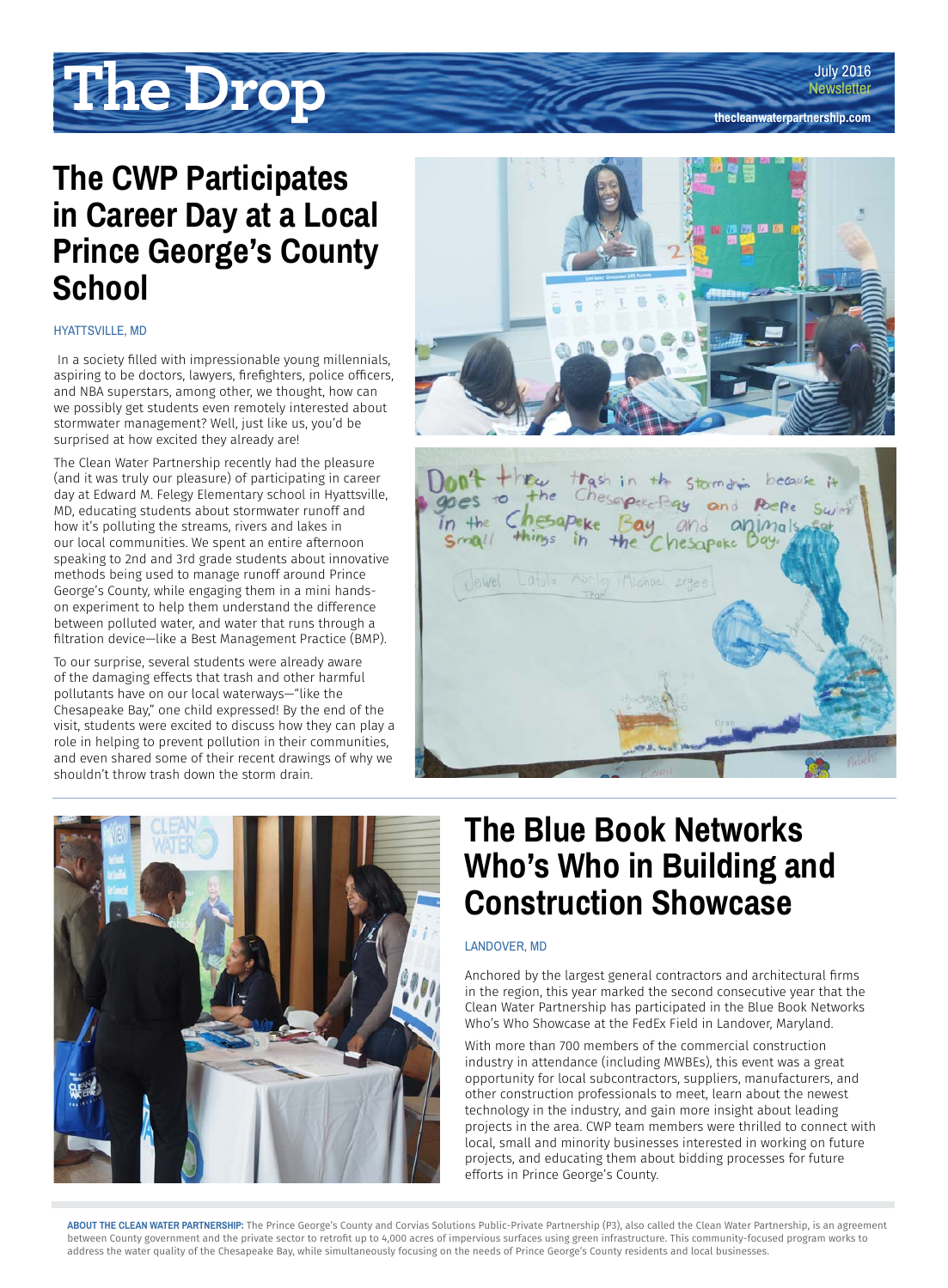# The Drop

July 2016 Newsletter

thecleanwaterpartnership.com

## The CWP Participates in Career Day at a Local Prince George's County School

HYATTSVILLE, MD

In a society filled with impressionable young millennials, aspiring to be doctors, lawyers, firefighters, police officers, and NBA superstars, among other, we thought, how can we possibly get students even remotely interested about stormwater management? Well, just like us, you'd be surprised at how excited they already are!

The Clean Water Partnership recently had the pleasure (and it was truly our pleasure) of participating in career day at Edward M. Felegy Elementary school in Hyattsville, MD, educating students about stormwater runoff and how it's polluting the streams, rivers and lakes in our local communities. We spent an entire afternoon speaking to 2nd and 3rd grade students about innovative methods being used to manage runoff around Prince George's County, while engaging them in a mini hands-on experiment to help them understand the difference between polluted water, and water that runs through a filtration device—like a Best Management Practice (BMP).

To our surprise, several students were already aware of the damaging effects that trash and other harmful pollutants have on our local waterways—"like the Chesapeake Bay," one child expressed! By the end of the visit, students were excited to discuss how they can play a role in helping to prevent pollution in their communities, and even shared some of their recent drawings of why we shouldn't throw trash down the storm drain.

## The Blue Book Networks Who's Who in Building and Construction Showcase

LANDOVER, MD

Anchored by the largest general contractors and architectural firms in the region, this year marked the second consecutive year that the Clean Water Partnership has participated in the Blue Book Networks Who's Who Showcase at the FedEx Field in Landover, Maryland.

With more than 700 members of the commercial construction industry in attendance (including MWBEs), this event was a great opportunity for local subcontractors, suppliers, manufacturers, and other construction professionals to meet, learn about the newest technology in the industry, and gain more insight about leading projects in the area. CWP team members were thrilled to connect with local, small and minority businesses interested in working on future projects, and educating them about bidding processes for future efforts in Prince George's County.

**ABOUT THE CLEAN WATER PARTNERSHIP:** The Prince George's County and Corvias Solutions Public-Private Partnership (P3), also called the Clean Water Partnership, is an agreement between County government and the private sector to retrofit up to 4,000 acres of impervious surfaces using green infrastructure. This community-focused program works to address the water quality of the Chesapeake Bay, while simultaneously focusing on the needs of Prince George's County residents and local businesses.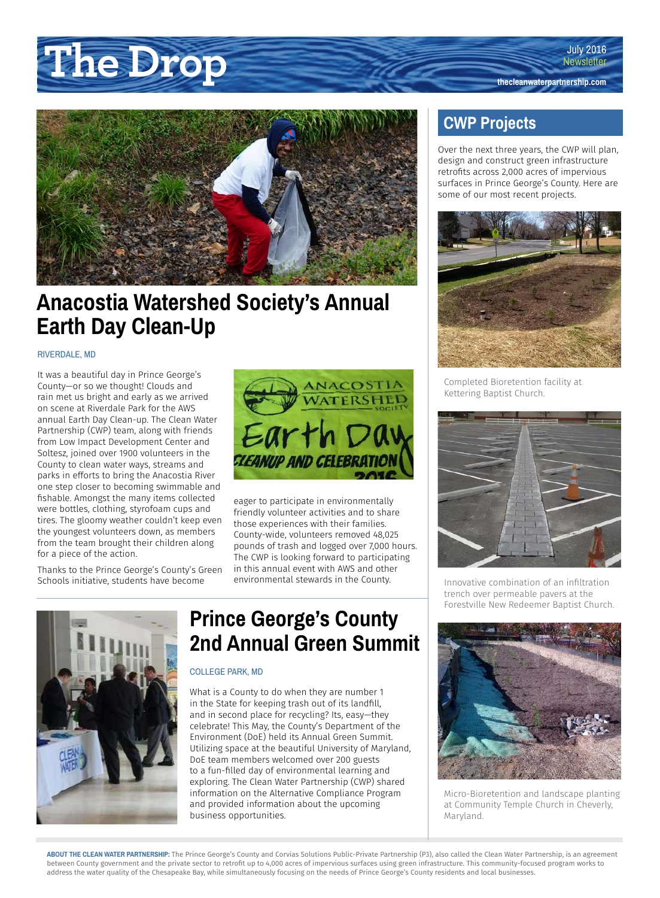# The Drop

July 2016 Newsletter

thecleanwaterpartnership.com

## Anacostia Watershed Society's Annual Earth Day Clean-Up

RIVERDALE, MD

It was a beautiful day in Prince George's County—or so we thought! Clouds and rain met us bright and early as we arrived on scene at Riverdale Park for the AWS annual Earth Day Clean-up. The Clean Water Partnership (CWP) team, along with friends from Low Impact Development Center and Soltesz, joined over 1900 volunteers in the County to clean water ways, streams and parks in efforts to bring the Anacostia River one step closer to becoming swimmable and fishable. Amongst the many items collected were bottles, clothing, styrofoam cups and tires. The gloomy weather couldn't keep even the youngest volunteers down, as members from the team brought their children along for a piece of the action.

Thanks to the Prince George's County's Green Schools initiative, students have become eager to participate in environmentally friendly volunteer activities and to share those experiences with their families. County-wide, volunteers removed 48,025 pounds of trash and logged over 7,000 hours. The CWP is looking forward to participating in this annual event with AWS and other environmental stewards in the County.

## Prince George's County 2nd Annual Green Summit

COLLEGE PARK, MD

What is a County to do when they are number 1 in the State for keeping trash out of its landfill, and in second place for recycling? Its, easy—they celebrate! This May, the County's Department of the Environment (DoE) held its Annual Green Summit. Utilizing space at the beautiful University of Maryland, DoE team members welcomed over 200 guests to a fun-filled day of environmental learning and exploring. The Clean Water Partnership (CWP) shared information on the Alternative Compliance Program and provided information about the upcoming business opportunities.

## CWP Projects

Over the next three years, the CWP will plan, design and construct green infrastructure retrofits across 2,000 acres of impervious surfaces in Prince George's County. Here are some of our most recent projects.

Completed Bioretention facility at Kettering Baptist Church.

Innovative combination of an infiltration trench over permeable pavers at the Forestville New Redeemer Baptist Church.

Micro-Bioretention and landscape planting at Community Temple Church in Cheverly, Maryland.

**ABOUT THE CLEAN WATER PARTNERSHIP:** The Prince George's County and Corvias Solutions Public-Private Partnership (P3), also called the Clean Water Partnership, is an agreement between County government and the private sector to retrofit up to 4,000 acres of impervious surfaces using green infrastructure. This community-focused program works to address the water quality of the Chesapeake Bay, while simultaneously focusing on the needs of Prince George's County residents and local businesses.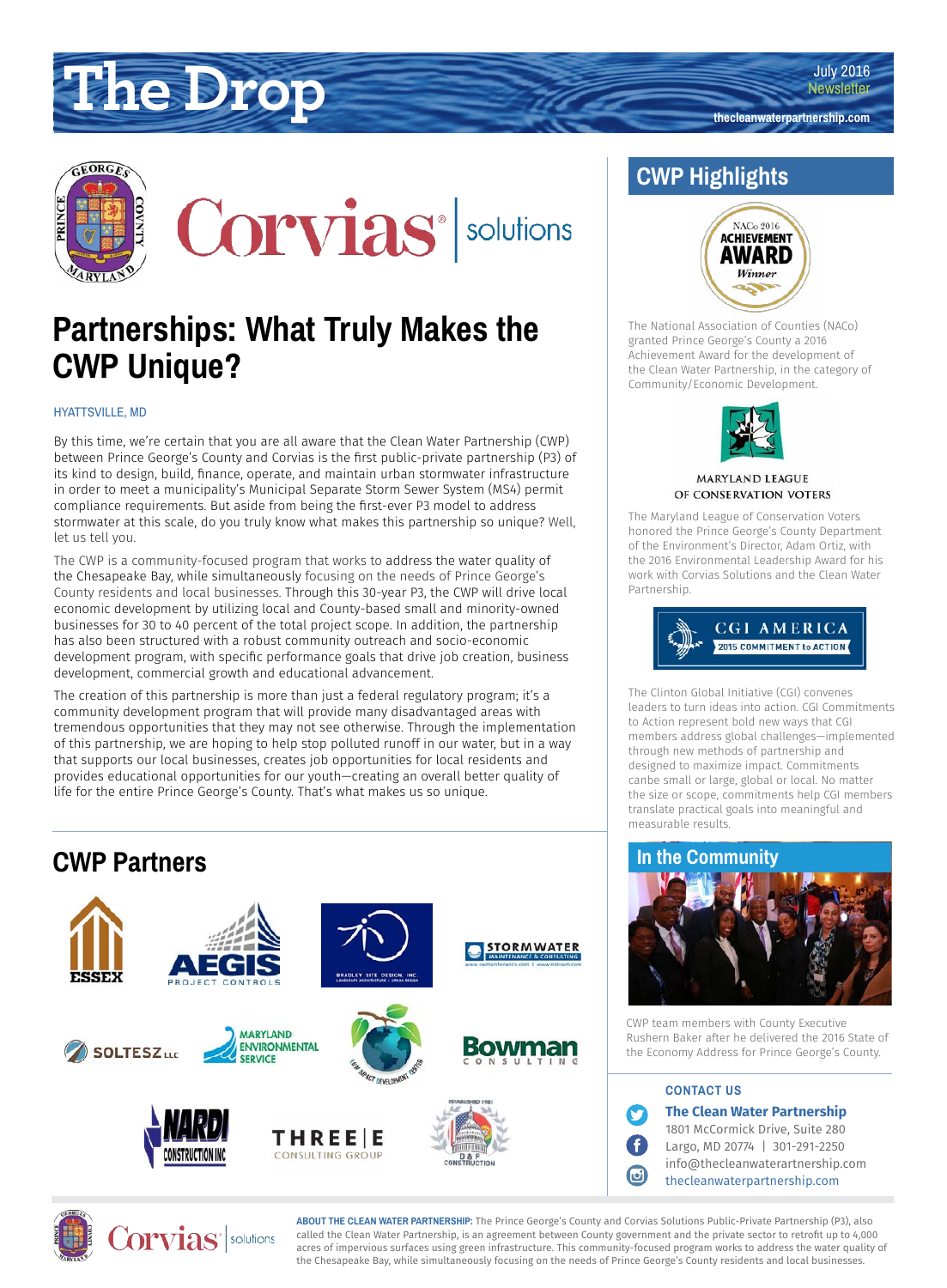# The Drop

July 2016
Newsletter

thecleanwaterpartnership.com

## Partnerships: What Truly Makes the CWP Unique?

HYATTSVILLE, MD

By this time, we're certain that you are all aware that the Clean Water Partnership (CWP) between Prince George's County and Corvias is the first public-private partnership (P3) of its kind to design, build, finance, operate, and maintain urban stormwater infrastructure in order to meet a municipality's Municipal Separate Storm Sewer System (MS4) permit compliance requirements. But aside from being the first-ever P3 model to address stormwater at this scale, do you truly know what makes this partnership so unique? Well, let us tell you.

The CWP is a community-focused program that works to address the water quality of the Chesapeake Bay, while simultaneously focusing on the needs of Prince George's County residents and local businesses. Through this 30-year P3, the CWP will drive local economic development by utilizing local and County-based small and minority-owned businesses for 30 to 40 percent of the total project scope. In addition, the partnership has also been structured with a robust community outreach and socio-economic development program, with specific performance goals that drive job creation, business development, commercial growth and educational advancement.

The creation of this partnership is more than just a federal regulatory program; it's a community development program that will provide many disadvantaged areas with tremendous opportunities that they may not see otherwise. Through the implementation of this partnership, we are hoping to help stop polluted runoff in our water, but in a way that supports our local businesses, creates job opportunities for local residents and provides educational opportunities for our youth—creating an overall better quality of life for the entire Prince George's County. That's what makes us so unique.

## CWP Partners

ESSEX
AEGIS Project Controls
Bradley Site Design, Inc.
Stormwater Maintenance & Consulting
Soltesz LLC
Maryland Environmental Service
Low Impact Development Center
Bowman Consulting
Nardi Construction Inc
Three|E Consulting Group
D&F Construction

## CWP Highlights

NACo 2016 Achievement Award Winner

The National Association of Counties (NACo) granted Prince George's County a 2016 Achievement Award for the development of the Clean Water Partnership, in the category of Community/Economic Development.

MARYLAND LEAGUE OF CONSERVATION VOTERS

The Maryland League of Conservation Voters honored the Prince George's County Department of the Environment's Director, Adam Ortiz, with the 2016 Environmental Leadership Award for his work with Corvias Solutions and the Clean Water Partnership.

CGI AMERICA 2015 COMMITMENT to ACTION

The Clinton Global Initiative (CGI) convenes leaders to turn ideas into action. CGI Commitments to Action represent bold new ways that CGI members address global challenges—implemented through new methods of partnership and designed to maximize impact. Commitments canbe small or large, global or local. No matter the size or scope, commitments help CGI members translate practical goals into meaningful and measurable results.

## In the Community

CWP team members with County Executive Rushern Baker after he delivered the 2016 State of the Economy Address for Prince George's County.

### CONTACT US

**The Clean Water Partnership**
1801 McCormick Drive, Suite 280
Largo, MD 20774 | 301-291-2250
info@thecleanwaterartnership.com
thecleanwaterpartnership.com

**ABOUT THE CLEAN WATER PARTNERSHIP:** The Prince George's County and Corvias Solutions Public-Private Partnership (P3), also called the Clean Water Partnership, is an agreement between County government and the private sector to retrofit up to 4,000 acres of impervious surfaces using green infrastructure. This community-focused program works to address the water quality of the Chesapeake Bay, while simultaneously focusing on the needs of Prince George's County residents and local businesses.